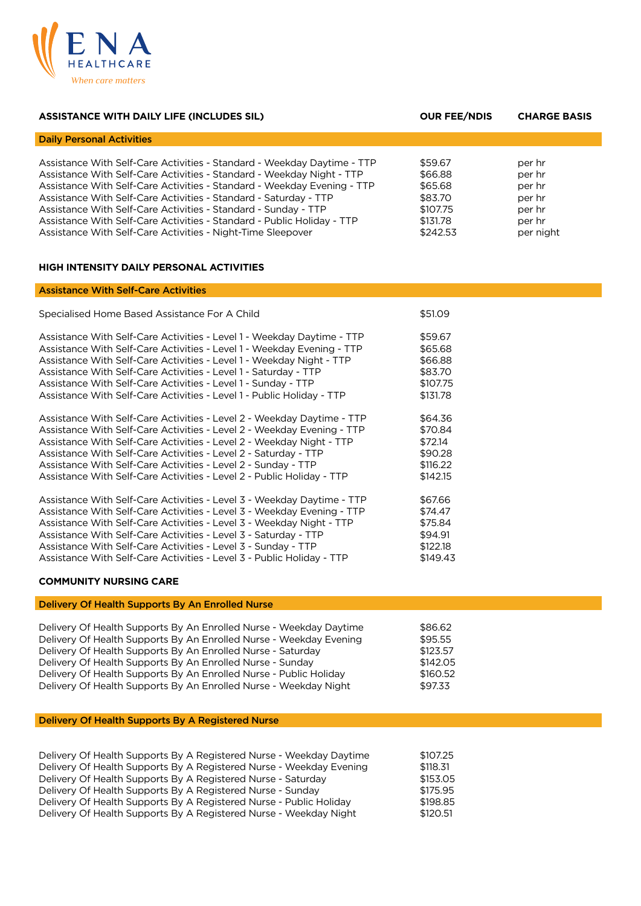ENA HEALTHCARE

*When care matters*

| ASSISTANCE WITH DAILY LIFE (INCLUDES SIL) | OUR FEE/NDIS | CHARGE BASIS |
|---|---|---|
| **Daily Personal Activities** | | |
| Assistance With Self-Care Activities - Standard - Weekday Daytime - TTP | $59.67 | per hr |
| Assistance With Self-Care Activities - Standard - Weekday Night - TTP | $66.88 | per hr |
| Assistance With Self-Care Activities - Standard - Weekday Evening - TTP | $65.68 | per hr |
| Assistance With Self-Care Activities - Standard - Saturday - TTP | $83.70 | per hr |
| Assistance With Self-Care Activities - Standard - Sunday - TTP | $107.75 | per hr |
| Assistance With Self-Care Activities - Standard - Public Holiday - TTP | $131.78 | per hr |
| Assistance With Self-Care Activities - Night-Time Sleepover | $242.53 | per night |

## HIGH INTENSITY DAILY PERSONAL ACTIVITIES

| Assistance With Self-Care Activities | | |
|---|---|---|
| Specialised Home Based Assistance For A Child | $51.09 | |
| Assistance With Self-Care Activities - Level 1 - Weekday Daytime - TTP | $59.67 | |
| Assistance With Self-Care Activities - Level 1 - Weekday Evening - TTP | $65.68 | |
| Assistance With Self-Care Activities - Level 1 - Weekday Night - TTP | $66.88 | |
| Assistance With Self-Care Activities - Level 1 - Saturday - TTP | $83.70 | |
| Assistance With Self-Care Activities - Level 1 - Sunday - TTP | $107.75 | |
| Assistance With Self-Care Activities - Level 1 - Public Holiday - TTP | $131.78 | |
| Assistance With Self-Care Activities - Level 2 - Weekday Daytime - TTP | $64.36 | |
| Assistance With Self-Care Activities - Level 2 - Weekday Evening - TTP | $70.84 | |
| Assistance With Self-Care Activities - Level 2 - Weekday Night - TTP | $72.14 | |
| Assistance With Self-Care Activities - Level 2 - Saturday - TTP | $90.28 | |
| Assistance With Self-Care Activities - Level 2 - Sunday - TTP | $116.22 | |
| Assistance With Self-Care Activities - Level 2 - Public Holiday - TTP | $142.15 | |
| Assistance With Self-Care Activities - Level 3 - Weekday Daytime - TTP | $67.66 | |
| Assistance With Self-Care Activities - Level 3 - Weekday Evening - TTP | $74.47 | |
| Assistance With Self-Care Activities - Level 3 - Weekday Night - TTP | $75.84 | |
| Assistance With Self-Care Activities - Level 3 - Saturday - TTP | $94.91 | |
| Assistance With Self-Care Activities - Level 3 - Sunday - TTP | $122.18 | |
| Assistance With Self-Care Activities - Level 3 - Public Holiday - TTP | $149.43 | |

## COMMUNITY NURSING CARE

| Delivery Of Health Supports By An Enrolled Nurse | | |
|---|---|---|
| Delivery Of Health Supports By An Enrolled Nurse - Weekday Daytime | $86.62 | |
| Delivery Of Health Supports By An Enrolled Nurse - Weekday Evening | $95.55 | |
| Delivery Of Health Supports By An Enrolled Nurse - Saturday | $123.57 | |
| Delivery Of Health Supports By An Enrolled Nurse - Sunday | $142.05 | |
| Delivery Of Health Supports By An Enrolled Nurse - Public Holiday | $160.52 | |
| Delivery Of Health Supports By An Enrolled Nurse - Weekday Night | $97.33 | |

| Delivery Of Health Supports By A Registered Nurse | | |
|---|---|---|
| Delivery Of Health Supports By A Registered Nurse - Weekday Daytime | $107.25 | |
| Delivery Of Health Supports By A Registered Nurse - Weekday Evening | $118.31 | |
| Delivery Of Health Supports By A Registered Nurse - Saturday | $153.05 | |
| Delivery Of Health Supports By A Registered Nurse - Sunday | $175.95 | |
| Delivery Of Health Supports By A Registered Nurse - Public Holiday | $198.85 | |
| Delivery Of Health Supports By A Registered Nurse - Weekday Night | $120.51 | |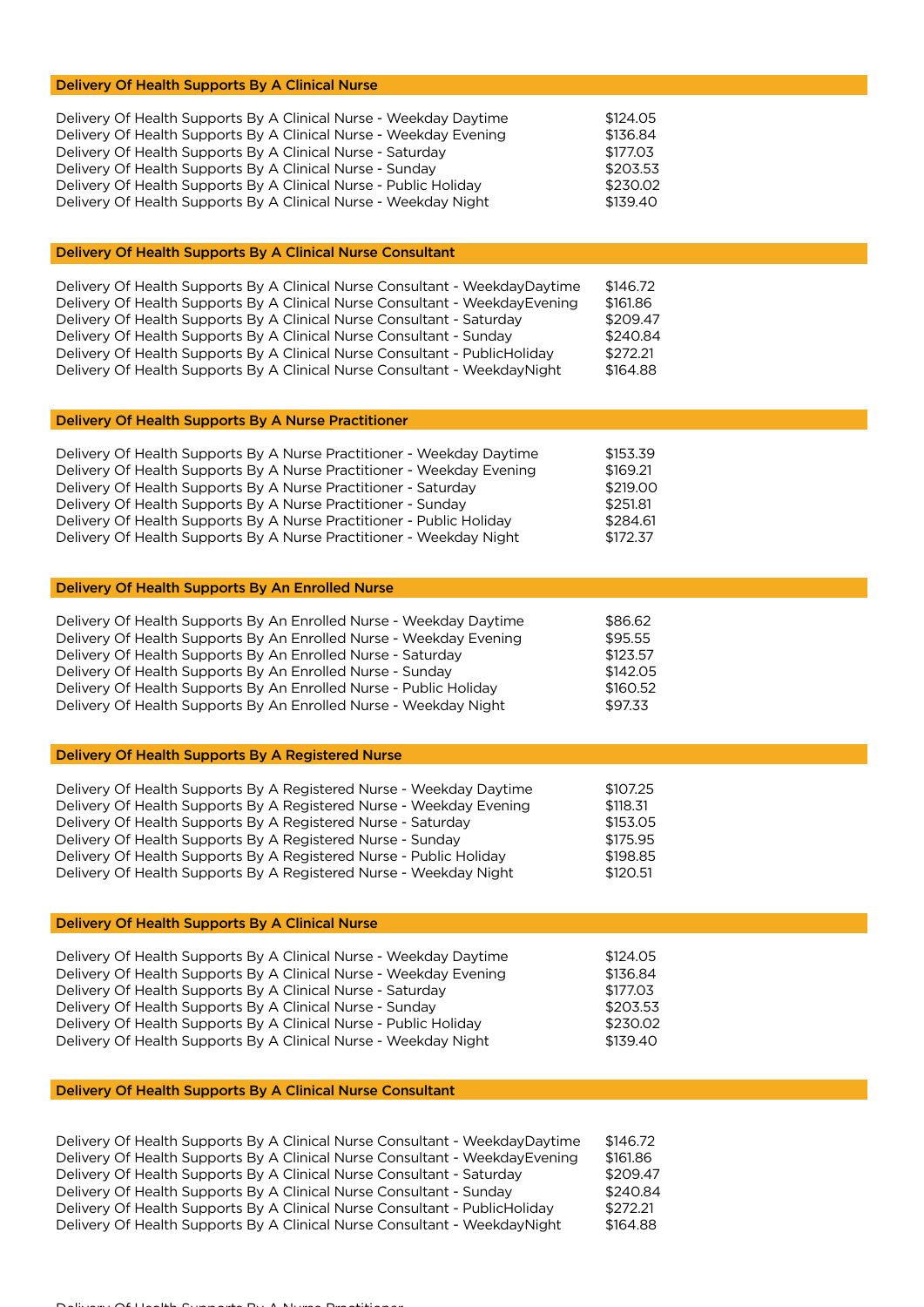| Delivery Of Health Supports By A Clinical Nurse | |
|---|---|
| Delivery Of Health Supports By A Clinical Nurse - Weekday Daytime | $124.05 |
| Delivery Of Health Supports By A Clinical Nurse - Weekday Evening | $136.84 |
| Delivery Of Health Supports By A Clinical Nurse - Saturday | $177.03 |
| Delivery Of Health Supports By A Clinical Nurse - Sunday | $203.53 |
| Delivery Of Health Supports By A Clinical Nurse - Public Holiday | $230.02 |
| Delivery Of Health Supports By A Clinical Nurse - Weekday Night | $139.40 |

| Delivery Of Health Supports By A Clinical Nurse Consultant | |
|---|---|
| Delivery Of Health Supports By A Clinical Nurse Consultant - WeekdayDaytime | $146.72 |
| Delivery Of Health Supports By A Clinical Nurse Consultant - WeekdayEvening | $161.86 |
| Delivery Of Health Supports By A Clinical Nurse Consultant - Saturday | $209.47 |
| Delivery Of Health Supports By A Clinical Nurse Consultant - Sunday | $240.84 |
| Delivery Of Health Supports By A Clinical Nurse Consultant - PublicHoliday | $272.21 |
| Delivery Of Health Supports By A Clinical Nurse Consultant - WeekdayNight | $164.88 |

| Delivery Of Health Supports By A Nurse Practitioner | |
|---|---|
| Delivery Of Health Supports By A Nurse Practitioner - Weekday Daytime | $153.39 |
| Delivery Of Health Supports By A Nurse Practitioner - Weekday Evening | $169.21 |
| Delivery Of Health Supports By A Nurse Practitioner - Saturday | $219.00 |
| Delivery Of Health Supports By A Nurse Practitioner - Sunday | $251.81 |
| Delivery Of Health Supports By A Nurse Practitioner - Public Holiday | $284.61 |
| Delivery Of Health Supports By A Nurse Practitioner - Weekday Night | $172.37 |

| Delivery Of Health Supports By An Enrolled Nurse | |
|---|---|
| Delivery Of Health Supports By An Enrolled Nurse - Weekday Daytime | $86.62 |
| Delivery Of Health Supports By An Enrolled Nurse - Weekday Evening | $95.55 |
| Delivery Of Health Supports By An Enrolled Nurse - Saturday | $123.57 |
| Delivery Of Health Supports By An Enrolled Nurse - Sunday | $142.05 |
| Delivery Of Health Supports By An Enrolled Nurse - Public Holiday | $160.52 |
| Delivery Of Health Supports By An Enrolled Nurse - Weekday Night | $97.33 |

| Delivery Of Health Supports By A Registered Nurse | |
|---|---|
| Delivery Of Health Supports By A Registered Nurse - Weekday Daytime | $107.25 |
| Delivery Of Health Supports By A Registered Nurse - Weekday Evening | $118.31 |
| Delivery Of Health Supports By A Registered Nurse - Saturday | $153.05 |
| Delivery Of Health Supports By A Registered Nurse - Sunday | $175.95 |
| Delivery Of Health Supports By A Registered Nurse - Public Holiday | $198.85 |
| Delivery Of Health Supports By A Registered Nurse - Weekday Night | $120.51 |

| Delivery Of Health Supports By A Clinical Nurse | |
|---|---|
| Delivery Of Health Supports By A Clinical Nurse - Weekday Daytime | $124.05 |
| Delivery Of Health Supports By A Clinical Nurse - Weekday Evening | $136.84 |
| Delivery Of Health Supports By A Clinical Nurse - Saturday | $177.03 |
| Delivery Of Health Supports By A Clinical Nurse - Sunday | $203.53 |
| Delivery Of Health Supports By A Clinical Nurse - Public Holiday | $230.02 |
| Delivery Of Health Supports By A Clinical Nurse - Weekday Night | $139.40 |

| Delivery Of Health Supports By A Clinical Nurse Consultant | |
|---|---|
| Delivery Of Health Supports By A Clinical Nurse Consultant - WeekdayDaytime | $146.72 |
| Delivery Of Health Supports By A Clinical Nurse Consultant - WeekdayEvening | $161.86 |
| Delivery Of Health Supports By A Clinical Nurse Consultant - Saturday | $209.47 |
| Delivery Of Health Supports By A Clinical Nurse Consultant - Sunday | $240.84 |
| Delivery Of Health Supports By A Clinical Nurse Consultant - PublicHoliday | $272.21 |
| Delivery Of Health Supports By A Clinical Nurse Consultant - WeekdayNight | $164.88 |

Delivery Of Health Supports By A Nurse Practitioner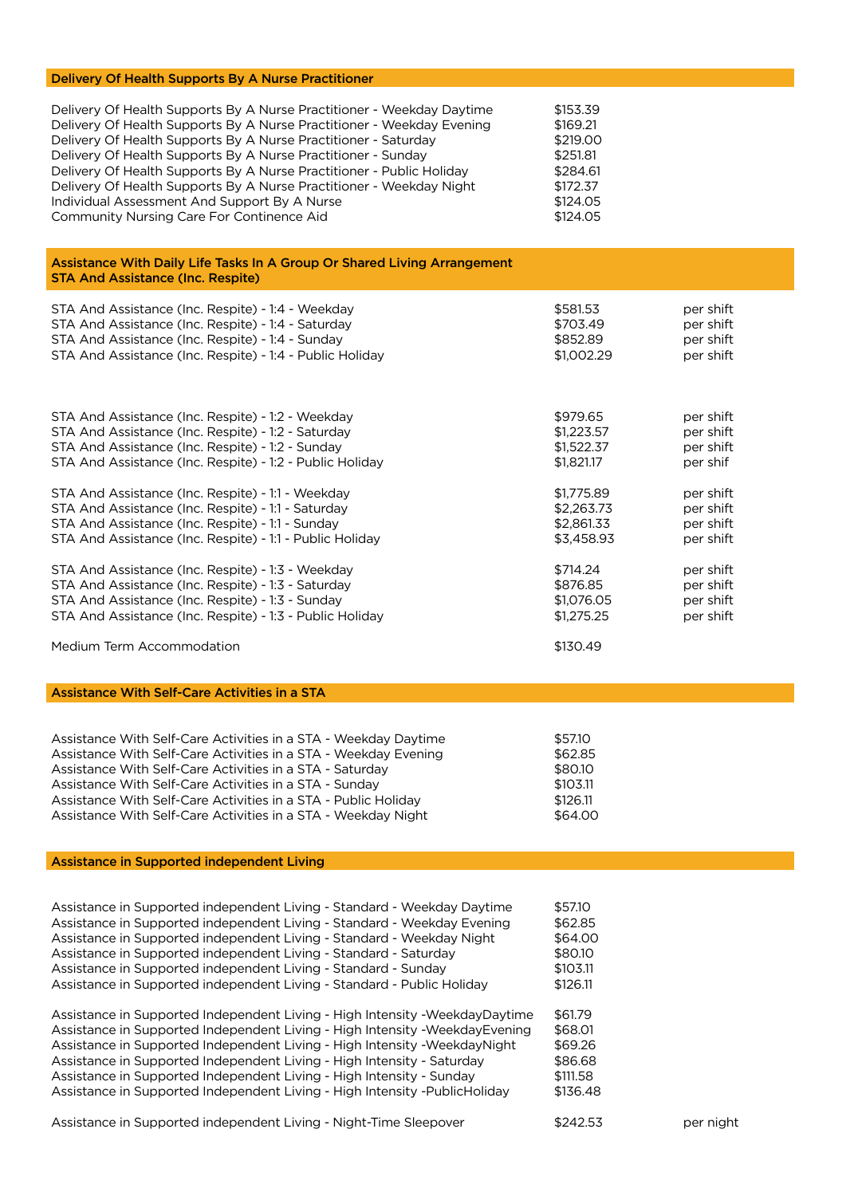## Delivery Of Health Supports By A Nurse Practitioner

| | |
|---|---|
| Delivery Of Health Supports By A Nurse Practitioner - Weekday Daytime | $153.39 |
| Delivery Of Health Supports By A Nurse Practitioner - Weekday Evening | $169.21 |
| Delivery Of Health Supports By A Nurse Practitioner - Saturday | $219.00 |
| Delivery Of Health Supports By A Nurse Practitioner - Sunday | $251.81 |
| Delivery Of Health Supports By A Nurse Practitioner - Public Holiday | $284.61 |
| Delivery Of Health Supports By A Nurse Practitioner - Weekday Night | $172.37 |
| Individual Assessment And Support By A Nurse | $124.05 |
| Community Nursing Care For Continence Aid | $124.05 |

## Assistance With Daily Life Tasks In A Group Or Shared Living Arrangement STA And Assistance (Inc. Respite)

| | | |
|---|---|---|
| STA And Assistance (Inc. Respite) - 1:4 - Weekday | $581.53 | per shift |
| STA And Assistance (Inc. Respite) - 1:4 - Saturday | $703.49 | per shift |
| STA And Assistance (Inc. Respite) - 1:4 - Sunday | $852.89 | per shift |
| STA And Assistance (Inc. Respite) - 1:4 - Public Holiday | $1,002.29 | per shift |
| STA And Assistance (Inc. Respite) - 1:2 - Weekday | $979.65 | per shift |
| STA And Assistance (Inc. Respite) - 1:2 - Saturday | $1,223.57 | per shift |
| STA And Assistance (Inc. Respite) - 1:2 - Sunday | $1,522.37 | per shift |
| STA And Assistance (Inc. Respite) - 1:2 - Public Holiday | $1,821.17 | per shif |
| STA And Assistance (Inc. Respite) - 1:1 - Weekday | $1,775.89 | per shift |
| STA And Assistance (Inc. Respite) - 1:1 - Saturday | $2,263.73 | per shift |
| STA And Assistance (Inc. Respite) - 1:1 - Sunday | $2,861.33 | per shift |
| STA And Assistance (Inc. Respite) - 1:1 - Public Holiday | $3,458.93 | per shift |
| STA And Assistance (Inc. Respite) - 1:3 - Weekday | $714.24 | per shift |
| STA And Assistance (Inc. Respite) - 1:3 - Saturday | $876.85 | per shift |
| STA And Assistance (Inc. Respite) - 1:3 - Sunday | $1,076.05 | per shift |
| STA And Assistance (Inc. Respite) - 1:3 - Public Holiday | $1,275.25 | per shift |
| Medium Term Accommodation | $130.49 | |

## Assistance With Self-Care Activities in a STA

| | |
|---|---|
| Assistance With Self-Care Activities in a STA - Weekday Daytime | $57.10 |
| Assistance With Self-Care Activities in a STA - Weekday Evening | $62.85 |
| Assistance With Self-Care Activities in a STA - Saturday | $80.10 |
| Assistance With Self-Care Activities in a STA - Sunday | $103.11 |
| Assistance With Self-Care Activities in a STA - Public Holiday | $126.11 |
| Assistance With Self-Care Activities in a STA - Weekday Night | $64.00 |

## Assistance in Supported independent Living

| | | |
|---|---|---|
| Assistance in Supported independent Living - Standard - Weekday Daytime | $57.10 | |
| Assistance in Supported independent Living - Standard - Weekday Evening | $62.85 | |
| Assistance in Supported independent Living - Standard - Weekday Night | $64.00 | |
| Assistance in Supported independent Living - Standard - Saturday | $80.10 | |
| Assistance in Supported independent Living - Standard - Sunday | $103.11 | |
| Assistance in Supported independent Living - Standard - Public Holiday | $126.11 | |
| Assistance in Supported Independent Living - High Intensity -WeekdayDaytime | $61.79 | |
| Assistance in Supported Independent Living - High Intensity -WeekdayEvening | $68.01 | |
| Assistance in Supported Independent Living - High Intensity -WeekdayNight | $69.26 | |
| Assistance in Supported Independent Living - High Intensity - Saturday | $86.68 | |
| Assistance in Supported Independent Living - High Intensity - Sunday | $111.58 | |
| Assistance in Supported Independent Living - High Intensity -PublicHoliday | $136.48 | |
| Assistance in Supported independent Living - Night-Time Sleepover | $242.53 | per night |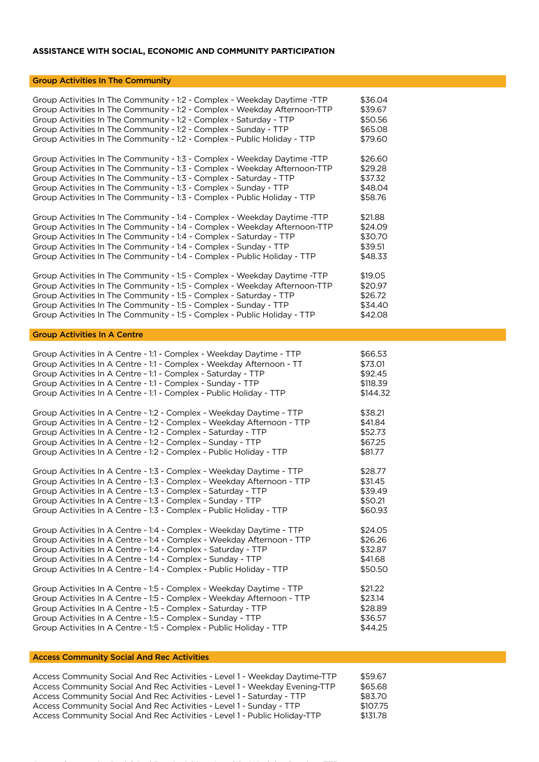**ASSISTANCE WITH SOCIAL, ECONOMIC AND COMMUNITY PARTICIPATION**

## Group Activities In The Community

| | |
|---|---|
| Group Activities In The Community - 1:2 - Complex - Weekday Daytime -TTP | $36.04 |
| Group Activities In The Community - 1:2 - Complex - Weekday Afternoon-TTP | $39.67 |
| Group Activities In The Community - 1:2 - Complex - Saturday - TTP | $50.56 |
| Group Activities In The Community - 1:2 - Complex - Sunday - TTP | $65.08 |
| Group Activities In The Community - 1:2 - Complex - Public Holiday - TTP | $79.60 |
| Group Activities In The Community - 1:3 - Complex - Weekday Daytime -TTP | $26.60 |
| Group Activities In The Community - 1:3 - Complex - Weekday Afternoon-TTP | $29.28 |
| Group Activities In The Community - 1:3 - Complex - Saturday - TTP | $37.32 |
| Group Activities In The Community - 1:3 - Complex - Sunday - TTP | $48.04 |
| Group Activities In The Community - 1:3 - Complex - Public Holiday - TTP | $58.76 |
| Group Activities In The Community - 1:4 - Complex - Weekday Daytime -TTP | $21.88 |
| Group Activities In The Community - 1:4 - Complex - Weekday Afternoon-TTP | $24.09 |
| Group Activities In The Community - 1:4 - Complex - Saturday - TTP | $30.70 |
| Group Activities In The Community - 1:4 - Complex - Sunday - TTP | $39.51 |
| Group Activities In The Community - 1:4 - Complex - Public Holiday - TTP | $48.33 |
| Group Activities In The Community - 1:5 - Complex - Weekday Daytime -TTP | $19.05 |
| Group Activities In The Community - 1:5 - Complex - Weekday Afternoon-TTP | $20.97 |
| Group Activities In The Community - 1:5 - Complex - Saturday - TTP | $26.72 |
| Group Activities In The Community - 1:5 - Complex - Sunday - TTP | $34.40 |
| Group Activities In The Community - 1:5 - Complex - Public Holiday - TTP | $42.08 |

## Group Activities In A Centre

| | |
|---|---|
| Group Activities In A Centre - 1:1 - Complex - Weekday Daytime - TTP | $66.53 |
| Group Activities In A Centre - 1:1 - Complex - Weekday Afternoon - TT | $73.01 |
| Group Activities In A Centre - 1:1 - Complex - Saturday - TTP | $92.45 |
| Group Activities In A Centre - 1:1 - Complex - Sunday - TTP | $118.39 |
| Group Activities In A Centre - 1:1 - Complex - Public Holiday - TTP | $144.32 |
| Group Activities In A Centre - 1:2 - Complex - Weekday Daytime - TTP | $38.21 |
| Group Activities In A Centre - 1:2 - Complex - Weekday Afternoon - TTP | $41.84 |
| Group Activities In A Centre - 1:2 - Complex - Saturday - TTP | $52.73 |
| Group Activities In A Centre - 1:2 - Complex - Sunday - TTP | $67.25 |
| Group Activities In A Centre - 1:2 - Complex - Public Holiday - TTP | $81.77 |
| Group Activities In A Centre - 1:3 - Complex - Weekday Daytime - TTP | $28.77 |
| Group Activities In A Centre - 1:3 - Complex - Weekday Afternoon - TTP | $31.45 |
| Group Activities In A Centre - 1:3 - Complex - Saturday - TTP | $39.49 |
| Group Activities In A Centre - 1:3 - Complex - Sunday - TTP | $50.21 |
| Group Activities In A Centre - 1:3 - Complex - Public Holiday - TTP | $60.93 |
| Group Activities In A Centre - 1:4 - Complex - Weekday Daytime - TTP | $24.05 |
| Group Activities In A Centre - 1:4 - Complex - Weekday Afternoon - TTP | $26.26 |
| Group Activities In A Centre - 1:4 - Complex - Saturday - TTP | $32.87 |
| Group Activities In A Centre - 1:4 - Complex - Sunday - TTP | $41.68 |
| Group Activities In A Centre - 1:4 - Complex - Public Holiday - TTP | $50.50 |
| Group Activities In A Centre - 1:5 - Complex - Weekday Daytime - TTP | $21.22 |
| Group Activities In A Centre - 1:5 - Complex - Weekday Afternoon - TTP | $23.14 |
| Group Activities In A Centre - 1:5 - Complex - Saturday - TTP | $28.89 |
| Group Activities In A Centre - 1:5 - Complex - Sunday - TTP | $36.57 |
| Group Activities In A Centre - 1:5 - Complex - Public Holiday - TTP | $44.25 |

## Access Community Social And Rec Activities

| | |
|---|---|
| Access Community Social And Rec Activities - Level 1 - Weekday Daytime-TTP | $59.67 |
| Access Community Social And Rec Activities - Level 1 - Weekday Evening-TTP | $65.68 |
| Access Community Social And Rec Activities - Level 1 - Saturday - TTP | $83.70 |
| Access Community Social And Rec Activities - Level 1 - Sunday - TTP | $107.75 |
| Access Community Social And Rec Activities - Level 1 - Public Holiday-TTP | $131.78 |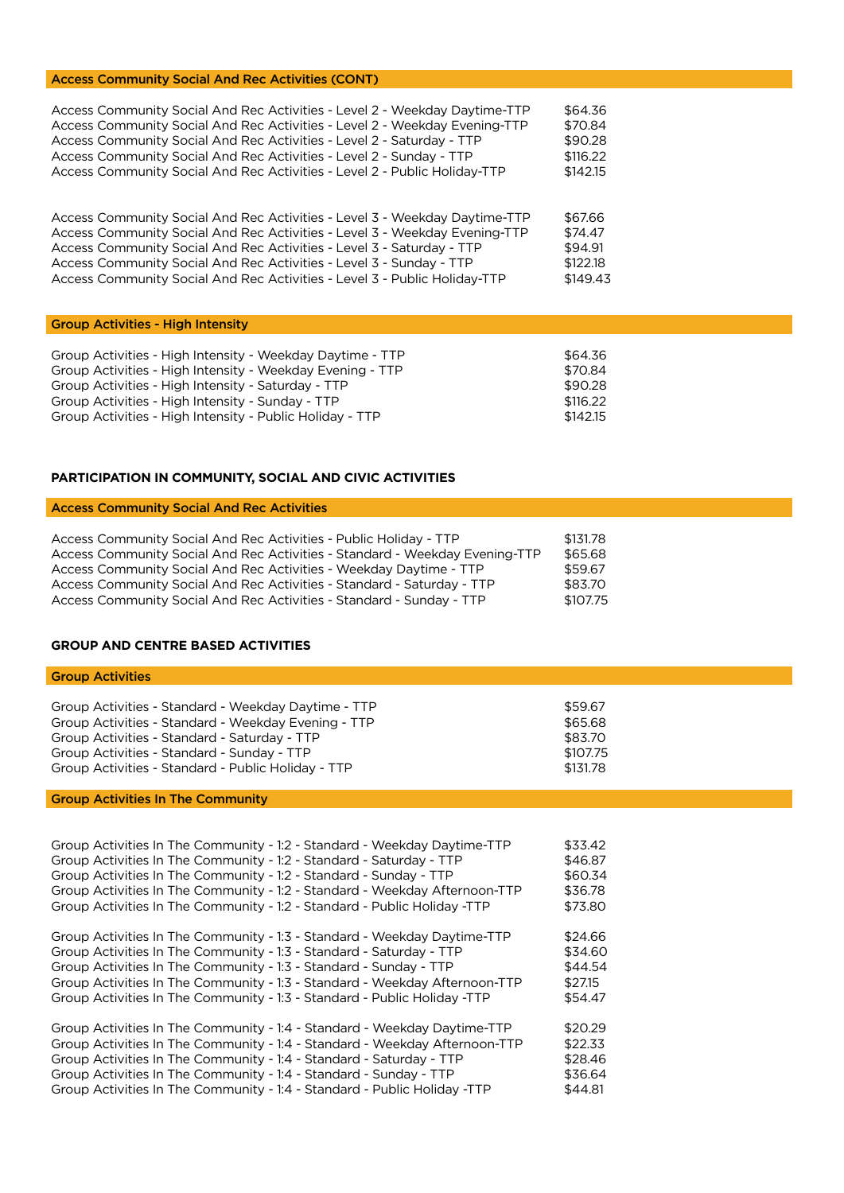| Access Community Social And Rec Activities (CONT) | |
|---|---|
| Access Community Social And Rec Activities - Level 2 - Weekday Daytime-TTP | $64.36 |
| Access Community Social And Rec Activities - Level 2 - Weekday Evening-TTP | $70.84 |
| Access Community Social And Rec Activities - Level 2 - Saturday - TTP | $90.28 |
| Access Community Social And Rec Activities - Level 2 - Sunday - TTP | $116.22 |
| Access Community Social And Rec Activities - Level 2 - Public Holiday-TTP | $142.15 |
| Access Community Social And Rec Activities - Level 3 - Weekday Daytime-TTP | $67.66 |
| Access Community Social And Rec Activities - Level 3 - Weekday Evening-TTP | $74.47 |
| Access Community Social And Rec Activities - Level 3 - Saturday - TTP | $94.91 |
| Access Community Social And Rec Activities - Level 3 - Sunday - TTP | $122.18 |
| Access Community Social And Rec Activities - Level 3 - Public Holiday-TTP | $149.43 |

| Group Activities - High Intensity | |
|---|---|
| Group Activities - High Intensity - Weekday Daytime - TTP | $64.36 |
| Group Activities - High Intensity - Weekday Evening - TTP | $70.84 |
| Group Activities - High Intensity - Saturday - TTP | $90.28 |
| Group Activities - High Intensity - Sunday - TTP | $116.22 |
| Group Activities - High Intensity - Public Holiday - TTP | $142.15 |

## PARTICIPATION IN COMMUNITY, SOCIAL AND CIVIC ACTIVITIES

| Access Community Social And Rec Activities | |
|---|---|
| Access Community Social And Rec Activities - Public Holiday - TTP | $131.78 |
| Access Community Social And Rec Activities - Standard - Weekday Evening-TTP | $65.68 |
| Access Community Social And Rec Activities - Weekday Daytime - TTP | $59.67 |
| Access Community Social And Rec Activities - Standard - Saturday - TTP | $83.70 |
| Access Community Social And Rec Activities - Standard - Sunday - TTP | $107.75 |

## GROUP AND CENTRE BASED ACTIVITIES

| Group Activities | |
|---|---|
| Group Activities - Standard - Weekday Daytime - TTP | $59.67 |
| Group Activities - Standard - Weekday Evening - TTP | $65.68 |
| Group Activities - Standard - Saturday - TTP | $83.70 |
| Group Activities - Standard - Sunday - TTP | $107.75 |
| Group Activities - Standard - Public Holiday - TTP | $131.78 |

| Group Activities In The Community | |
|---|---|
| Group Activities In The Community - 1:2 - Standard - Weekday Daytime-TTP | $33.42 |
| Group Activities In The Community - 1:2 - Standard - Saturday - TTP | $46.87 |
| Group Activities In The Community - 1:2 - Standard - Sunday - TTP | $60.34 |
| Group Activities In The Community - 1:2 - Standard - Weekday Afternoon-TTP | $36.78 |
| Group Activities In The Community - 1:2 - Standard - Public Holiday -TTP | $73.80 |
| Group Activities In The Community - 1:3 - Standard - Weekday Daytime-TTP | $24.66 |
| Group Activities In The Community - 1:3 - Standard - Saturday - TTP | $34.60 |
| Group Activities In The Community - 1:3 - Standard - Sunday - TTP | $44.54 |
| Group Activities In The Community - 1:3 - Standard - Weekday Afternoon-TTP | $27.15 |
| Group Activities In The Community - 1:3 - Standard - Public Holiday -TTP | $54.47 |
| Group Activities In The Community - 1:4 - Standard - Weekday Daytime-TTP | $20.29 |
| Group Activities In The Community - 1:4 - Standard - Weekday Afternoon-TTP | $22.33 |
| Group Activities In The Community - 1:4 - Standard - Saturday - TTP | $28.46 |
| Group Activities In The Community - 1:4 - Standard - Sunday - TTP | $36.64 |
| Group Activities In The Community - 1:4 - Standard - Public Holiday -TTP | $44.81 |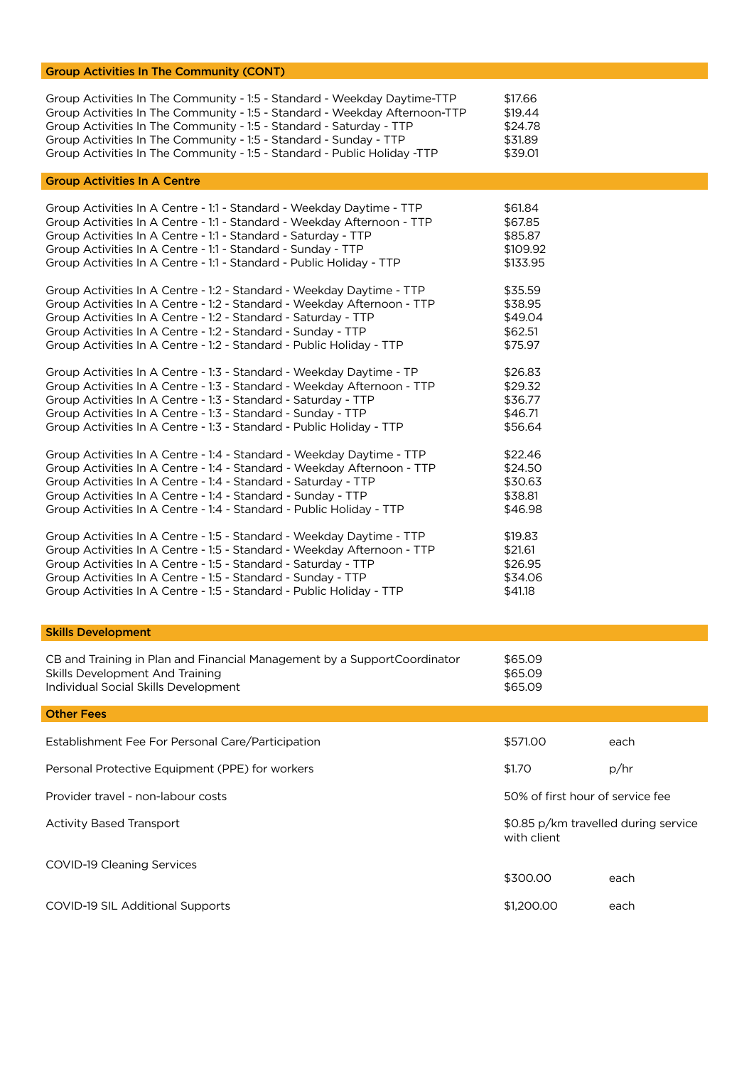## Group Activities In The Community (CONT)

| | |
|---|---|
| Group Activities In The Community - 1:5 - Standard - Weekday Daytime-TTP | $17.66 |
| Group Activities In The Community - 1:5 - Standard - Weekday Afternoon-TTP | $19.44 |
| Group Activities In The Community - 1:5 - Standard - Saturday - TTP | $24.78 |
| Group Activities In The Community - 1:5 - Standard - Sunday - TTP | $31.89 |
| Group Activities In The Community - 1:5 - Standard - Public Holiday -TTP | $39.01 |

## Group Activities In A Centre

| | |
|---|---|
| Group Activities In A Centre - 1:1 - Standard - Weekday Daytime - TTP | $61.84 |
| Group Activities In A Centre - 1:1 - Standard - Weekday Afternoon - TTP | $67.85 |
| Group Activities In A Centre - 1:1 - Standard - Saturday - TTP | $85.87 |
| Group Activities In A Centre - 1:1 - Standard - Sunday - TTP | $109.92 |
| Group Activities In A Centre - 1:1 - Standard - Public Holiday - TTP | $133.95 |
| Group Activities In A Centre - 1:2 - Standard - Weekday Daytime - TTP | $35.59 |
| Group Activities In A Centre - 1:2 - Standard - Weekday Afternoon - TTP | $38.95 |
| Group Activities In A Centre - 1:2 - Standard - Saturday - TTP | $49.04 |
| Group Activities In A Centre - 1:2 - Standard - Sunday - TTP | $62.51 |
| Group Activities In A Centre - 1:2 - Standard - Public Holiday - TTP | $75.97 |
| Group Activities In A Centre - 1:3 - Standard - Weekday Daytime - TP | $26.83 |
| Group Activities In A Centre - 1:3 - Standard - Weekday Afternoon - TTP | $29.32 |
| Group Activities In A Centre - 1:3 - Standard - Saturday - TTP | $36.77 |
| Group Activities In A Centre - 1:3 - Standard - Sunday - TTP | $46.71 |
| Group Activities In A Centre - 1:3 - Standard - Public Holiday - TTP | $56.64 |
| Group Activities In A Centre - 1:4 - Standard - Weekday Daytime - TTP | $22.46 |
| Group Activities In A Centre - 1:4 - Standard - Weekday Afternoon - TTP | $24.50 |
| Group Activities In A Centre - 1:4 - Standard - Saturday - TTP | $30.63 |
| Group Activities In A Centre - 1:4 - Standard - Sunday - TTP | $38.81 |
| Group Activities In A Centre - 1:4 - Standard - Public Holiday - TTP | $46.98 |
| Group Activities In A Centre - 1:5 - Standard - Weekday Daytime - TTP | $19.83 |
| Group Activities In A Centre - 1:5 - Standard - Weekday Afternoon - TTP | $21.61 |
| Group Activities In A Centre - 1:5 - Standard - Saturday - TTP | $26.95 |
| Group Activities In A Centre - 1:5 - Standard - Sunday - TTP | $34.06 |
| Group Activities In A Centre - 1:5 - Standard - Public Holiday - TTP | $41.18 |

## Skills Development

| | |
|---|---|
| CB and Training in Plan and Financial Management by a SupportCoordinator | $65.09 |
| Skills Development And Training | $65.09 |
| Individual Social Skills Development | $65.09 |

## Other Fees

| | | |
|---|---|---|
| Establishment Fee For Personal Care/Participation | $571.00 | each |
| Personal Protective Equipment (PPE) for workers | $1.70 | p/hr |
| Provider travel - non-labour costs | 50% of first hour of service fee | |
| Activity Based Transport | $0.85 p/km travelled during service with client | |
| COVID-19 Cleaning Services | $300.00 | each |
| COVID-19 SIL Additional Supports | $1,200.00 | each |